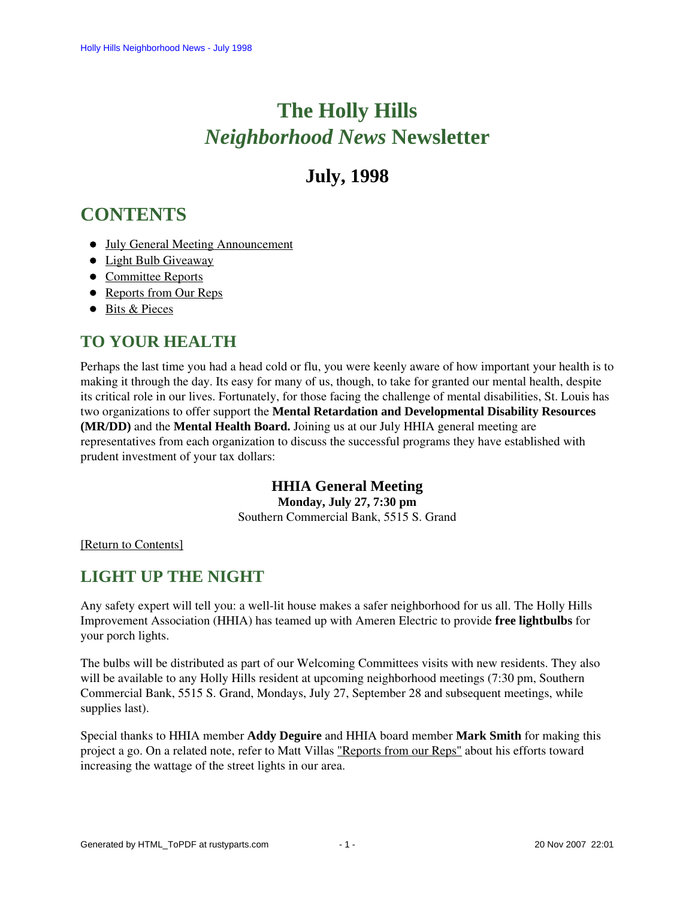# The Holly Hills *Neighborhood News* Newsletter

## July, 1998

## CONTENTS

- July General Meeting Announcement
- Light Bulb Giveaway
- Committee Reports
- Reports from Our Reps
- Bits & Pieces

### TO YOUR HEALTH

Perhaps the last time you had a head cold or flu, you were keenly aware of how important your health is to making it through the day. Its easy for many of us, though, to take for granted our mental health, despite its critical role in our lives. Fortunately, for those facing the challenge of mental disabilities, St. Louis has two organizations to offer support the **Mental Retardation and Developmental Disability Resources (MR/DD)** and the **Mental Health Board.** Joining us at our July HHIA general meeting are representatives from each organization to discuss the successful programs they have established with prudent investment of your tax dollars:

**HHIA General Meeting**
**Monday, July 27, 7:30 pm**
Southern Commercial Bank, 5515 S. Grand

[Return to Contents]

### LIGHT UP THE NIGHT

Any safety expert will tell you: a well-lit house makes a safer neighborhood for us all. The Holly Hills Improvement Association (HHIA) has teamed up with Ameren Electric to provide **free lightbulbs** for your porch lights.

The bulbs will be distributed as part of our Welcoming Committees visits with new residents. They also will be available to any Holly Hills resident at upcoming neighborhood meetings (7:30 pm, Southern Commercial Bank, 5515 S. Grand, Mondays, July 27, September 28 and subsequent meetings, while supplies last).

Special thanks to HHIA member **Addy Deguire** and HHIA board member **Mark Smith** for making this project a go. On a related note, refer to Matt Villas "Reports from our Reps" about his efforts toward increasing the wattage of the street lights in our area.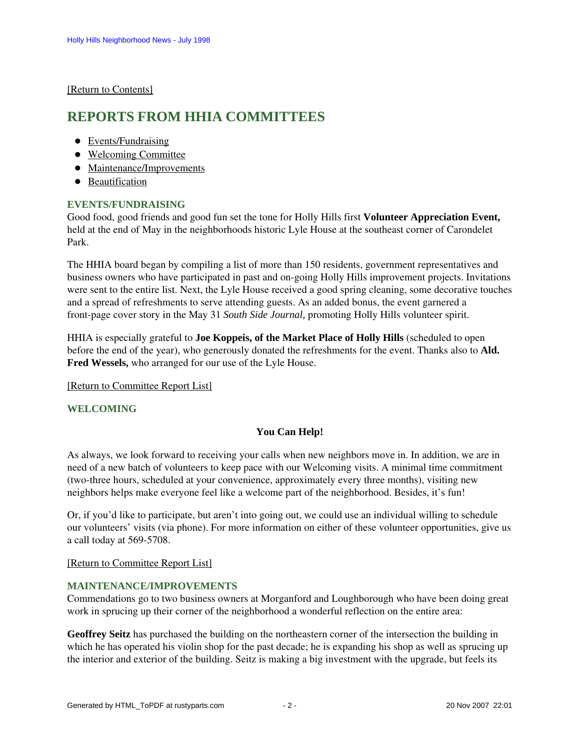[Return to Contents]

## REPORTS FROM HHIA COMMITTEES

- Events/Fundraising
- Welcoming Committee
- Maintenance/Improvements
- Beautification

### EVENTS/FUNDRAISING

Good food, good friends and good fun set the tone for Holly Hills first **Volunteer Appreciation Event,** held at the end of May in the neighborhoods historic Lyle House at the southeast corner of Carondelet Park.

The HHIA board began by compiling a list of more than 150 residents, government representatives and business owners who have participated in past and on-going Holly Hills improvement projects. Invitations were sent to the entire list. Next, the Lyle House received a good spring cleaning, some decorative touches and a spread of refreshments to serve attending guests. As an added bonus, the event garnered a front-page cover story in the May 31 *South Side Journal,* promoting Holly Hills volunteer spirit.

HHIA is especially grateful to **Joe Koppeis, of the Market Place of Holly Hills** (scheduled to open before the end of the year), who generously donated the refreshments for the event. Thanks also to **Ald. Fred Wessels,** who arranged for our use of the Lyle House.

[Return to Committee Report List]

### WELCOMING

**You Can Help!**

As always, we look forward to receiving your calls when new neighbors move in. In addition, we are in need of a new batch of volunteers to keep pace with our Welcoming visits. A minimal time commitment (two-three hours, scheduled at your convenience, approximately every three months), visiting new neighbors helps make everyone feel like a welcome part of the neighborhood. Besides, it's fun!

Or, if you'd like to participate, but aren't into going out, we could use an individual willing to schedule our volunteers' visits (via phone). For more information on either of these volunteer opportunities, give us a call today at 569-5708.

[Return to Committee Report List]

### MAINTENANCE/IMPROVEMENTS

Commendations go to two business owners at Morganford and Loughborough who have been doing great work in sprucing up their corner of the neighborhood a wonderful reflection on the entire area:

**Geoffrey Seitz** has purchased the building on the northeastern corner of the intersection the building in which he has operated his violin shop for the past decade; he is expanding his shop as well as sprucing up the interior and exterior of the building. Seitz is making a big investment with the upgrade, but feels its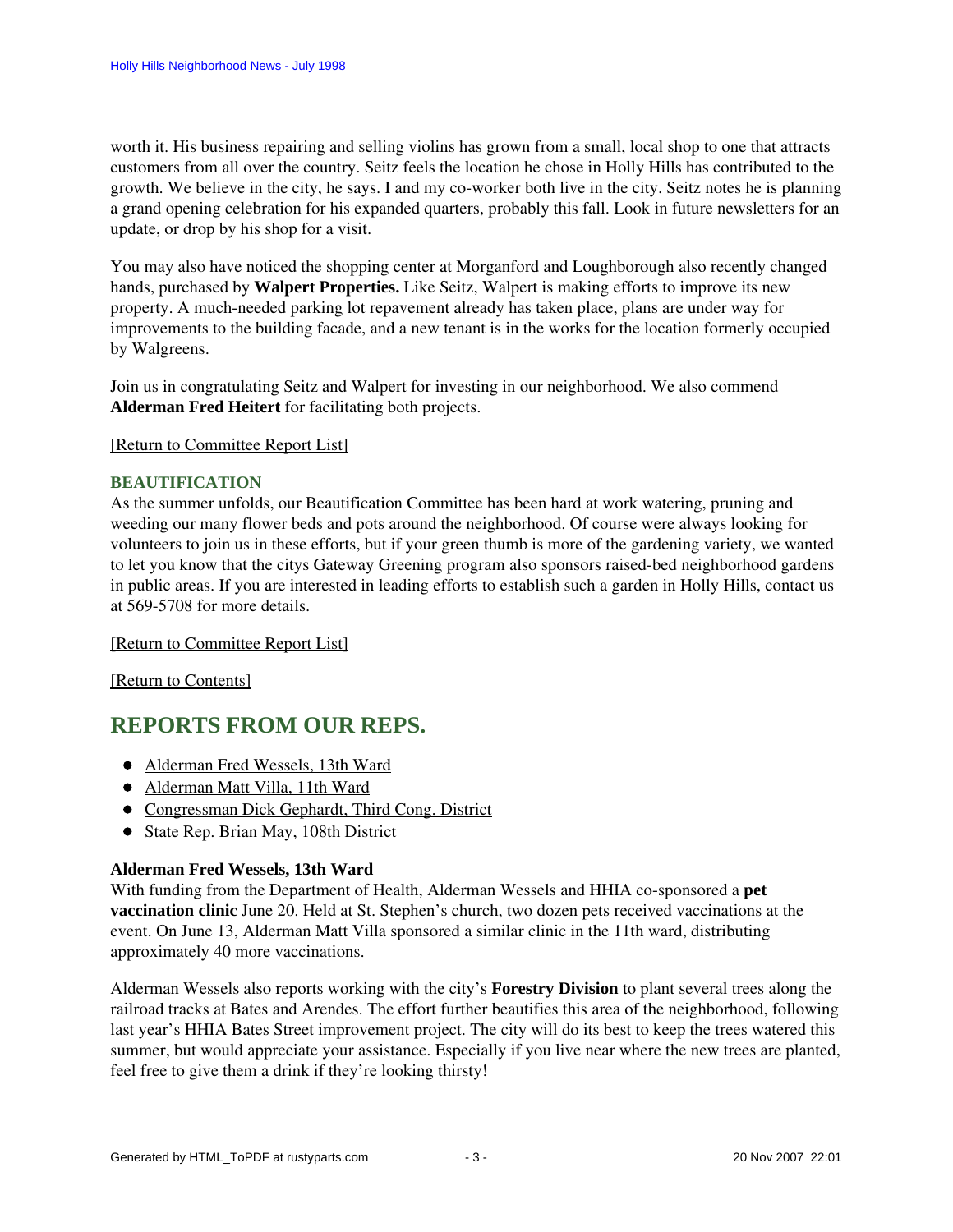worth it. His business repairing and selling violins has grown from a small, local shop to one that attracts customers from all over the country. Seitz feels the location he chose in Holly Hills has contributed to the growth. We believe in the city, he says. I and my co-worker both live in the city. Seitz notes he is planning a grand opening celebration for his expanded quarters, probably this fall. Look in future newsletters for an update, or drop by his shop for a visit.

You may also have noticed the shopping center at Morganford and Loughborough also recently changed hands, purchased by **Walpert Properties.** Like Seitz, Walpert is making efforts to improve its new property. A much-needed parking lot repavement already has taken place, plans are under way for improvements to the building facade, and a new tenant is in the works for the location formerly occupied by Walgreens.

Join us in congratulating Seitz and Walpert for investing in our neighborhood. We also commend **Alderman Fred Heitert** for facilitating both projects.

[Return to Committee Report List]

### BEAUTIFICATION

As the summer unfolds, our Beautification Committee has been hard at work watering, pruning and weeding our many flower beds and pots around the neighborhood. Of course were always looking for volunteers to join us in these efforts, but if your green thumb is more of the gardening variety, we wanted to let you know that the citys Gateway Greening program also sponsors raised-bed neighborhood gardens in public areas. If you are interested in leading efforts to establish such a garden in Holly Hills, contact us at 569-5708 for more details.

[Return to Committee Report List]

[Return to Contents]

## REPORTS FROM OUR REPS.

- Alderman Fred Wessels, 13th Ward
- Alderman Matt Villa, 11th Ward
- Congressman Dick Gephardt, Third Cong. District
- State Rep. Brian May, 108th District

**Alderman Fred Wessels, 13th Ward**

With funding from the Department of Health, Alderman Wessels and HHIA co-sponsored a **pet vaccination clinic** June 20. Held at St. Stephen's church, two dozen pets received vaccinations at the event. On June 13, Alderman Matt Villa sponsored a similar clinic in the 11th ward, distributing approximately 40 more vaccinations.

Alderman Wessels also reports working with the city's **Forestry Division** to plant several trees along the railroad tracks at Bates and Arendes. The effort further beautifies this area of the neighborhood, following last year's HHIA Bates Street improvement project. The city will do its best to keep the trees watered this summer, but would appreciate your assistance. Especially if you live near where the new trees are planted, feel free to give them a drink if they're looking thirsty!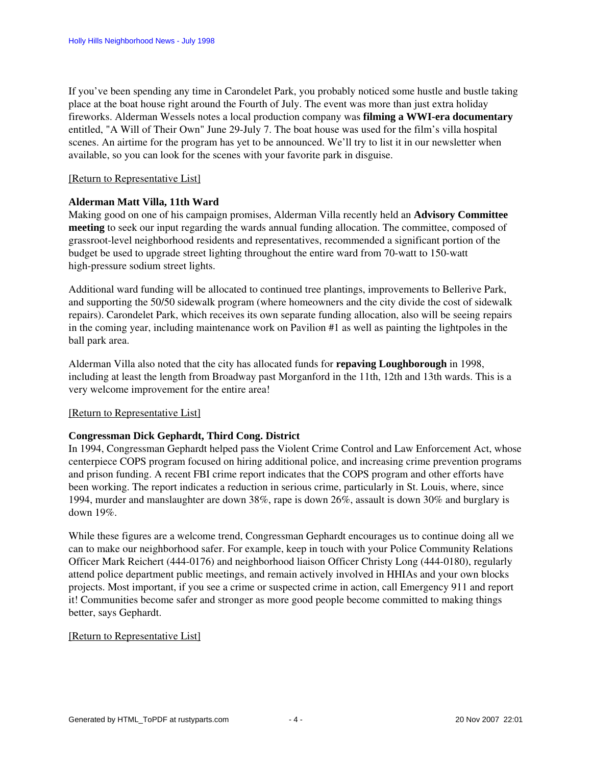If you've been spending any time in Carondelet Park, you probably noticed some hustle and bustle taking place at the boat house right around the Fourth of July. The event was more than just extra holiday fireworks. Alderman Wessels notes a local production company was **filming a WWI-era documentary** entitled, "A Will of Their Own" June 29-July 7. The boat house was used for the film's villa hospital scenes. An airtime for the program has yet to be announced. We'll try to list it in our newsletter when available, so you can look for the scenes with your favorite park in disguise.

[Return to Representative List]

**Alderman Matt Villa, 11th Ward**

Making good on one of his campaign promises, Alderman Villa recently held an **Advisory Committee meeting** to seek our input regarding the wards annual funding allocation. The committee, composed of grassroot-level neighborhood residents and representatives, recommended a significant portion of the budget be used to upgrade street lighting throughout the entire ward from 70-watt to 150-watt high-pressure sodium street lights.

Additional ward funding will be allocated to continued tree plantings, improvements to Bellerive Park, and supporting the 50/50 sidewalk program (where homeowners and the city divide the cost of sidewalk repairs). Carondelet Park, which receives its own separate funding allocation, also will be seeing repairs in the coming year, including maintenance work on Pavilion #1 as well as painting the lightpoles in the ball park area.

Alderman Villa also noted that the city has allocated funds for **repaving Loughborough** in 1998, including at least the length from Broadway past Morganford in the 11th, 12th and 13th wards. This is a very welcome improvement for the entire area!

[Return to Representative List]

**Congressman Dick Gephardt, Third Cong. District**

In 1994, Congressman Gephardt helped pass the Violent Crime Control and Law Enforcement Act, whose centerpiece COPS program focused on hiring additional police, and increasing crime prevention programs and prison funding. A recent FBI crime report indicates that the COPS program and other efforts have been working. The report indicates a reduction in serious crime, particularly in St. Louis, where, since 1994, murder and manslaughter are down 38%, rape is down 26%, assault is down 30% and burglary is down 19%.

While these figures are a welcome trend, Congressman Gephardt encourages us to continue doing all we can to make our neighborhood safer. For example, keep in touch with your Police Community Relations Officer Mark Reichert (444-0176) and neighborhood liaison Officer Christy Long (444-0180), regularly attend police department public meetings, and remain actively involved in HHIAs and your own blocks projects. Most important, if you see a crime or suspected crime in action, call Emergency 911 and report it! Communities become safer and stronger as more good people become committed to making things better, says Gephardt.

[Return to Representative List]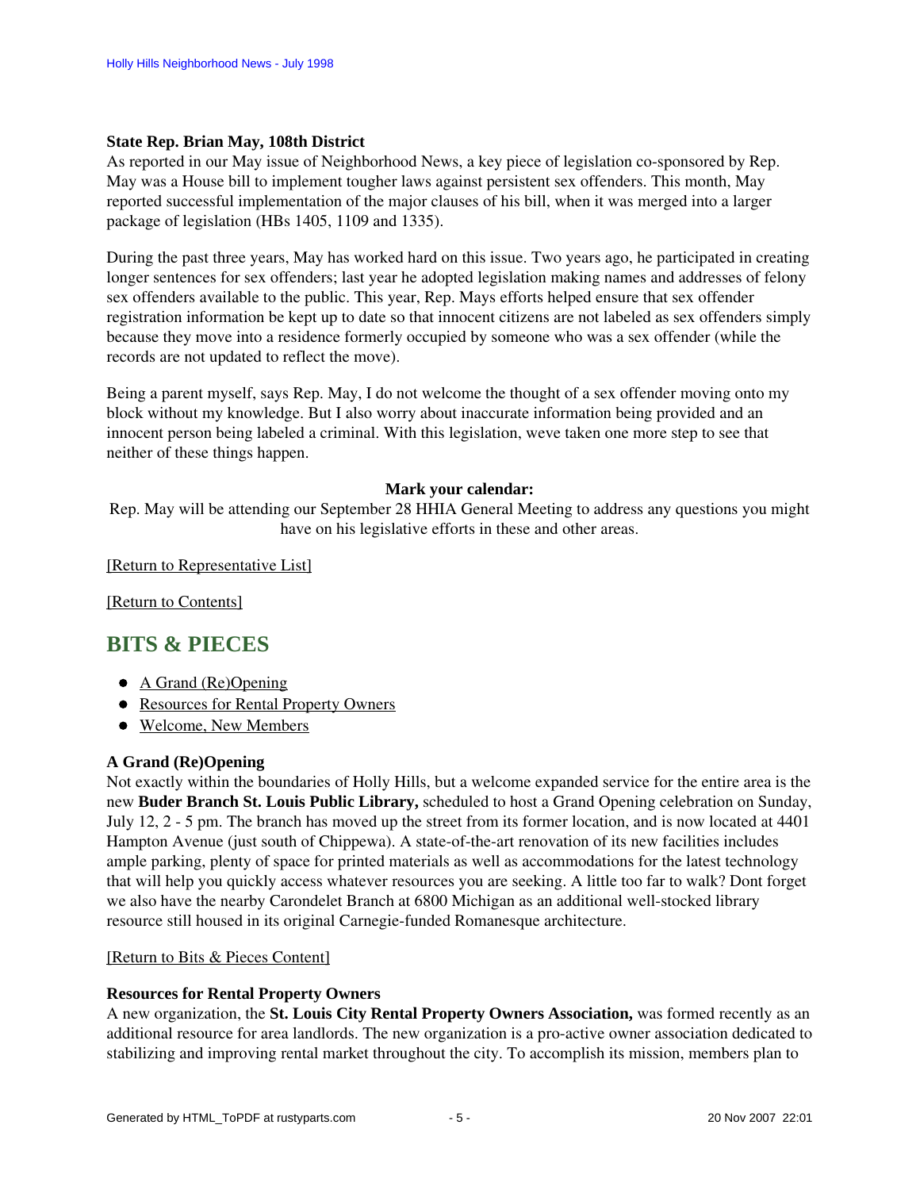**State Rep. Brian May, 108th District**
As reported in our May issue of Neighborhood News, a key piece of legislation co-sponsored by Rep. May was a House bill to implement tougher laws against persistent sex offenders. This month, May reported successful implementation of the major clauses of his bill, when it was merged into a larger package of legislation (HBs 1405, 1109 and 1335).

During the past three years, May has worked hard on this issue. Two years ago, he participated in creating longer sentences for sex offenders; last year he adopted legislation making names and addresses of felony sex offenders available to the public. This year, Rep. Mays efforts helped ensure that sex offender registration information be kept up to date so that innocent citizens are not labeled as sex offenders simply because they move into a residence formerly occupied by someone who was a sex offender (while the records are not updated to reflect the move).

Being a parent myself, says Rep. May, I do not welcome the thought of a sex offender moving onto my block without my knowledge. But I also worry about inaccurate information being provided and an innocent person being labeled a criminal. With this legislation, weve taken one more step to see that neither of these things happen.

**Mark your calendar:**
Rep. May will be attending our September 28 HHIA General Meeting to address any questions you might have on his legislative efforts in these and other areas.

[Return to Representative List]

[Return to Contents]

## BITS & PIECES

- A Grand (Re)Opening
- Resources for Rental Property Owners
- Welcome, New Members

**A Grand (Re)Opening**
Not exactly within the boundaries of Holly Hills, but a welcome expanded service for the entire area is the new **Buder Branch St. Louis Public Library,** scheduled to host a Grand Opening celebration on Sunday, July 12, 2 - 5 pm. The branch has moved up the street from its former location, and is now located at 4401 Hampton Avenue (just south of Chippewa). A state-of-the-art renovation of its new facilities includes ample parking, plenty of space for printed materials as well as accommodations for the latest technology that will help you quickly access whatever resources you are seeking. A little too far to walk? Dont forget we also have the nearby Carondelet Branch at 6800 Michigan as an additional well-stocked library resource still housed in its original Carnegie-funded Romanesque architecture.

[Return to Bits & Pieces Content]

**Resources for Rental Property Owners**
A new organization, the **St. Louis City Rental Property Owners Association,** was formed recently as an additional resource for area landlords. The new organization is a pro-active owner association dedicated to stabilizing and improving rental market throughout the city. To accomplish its mission, members plan to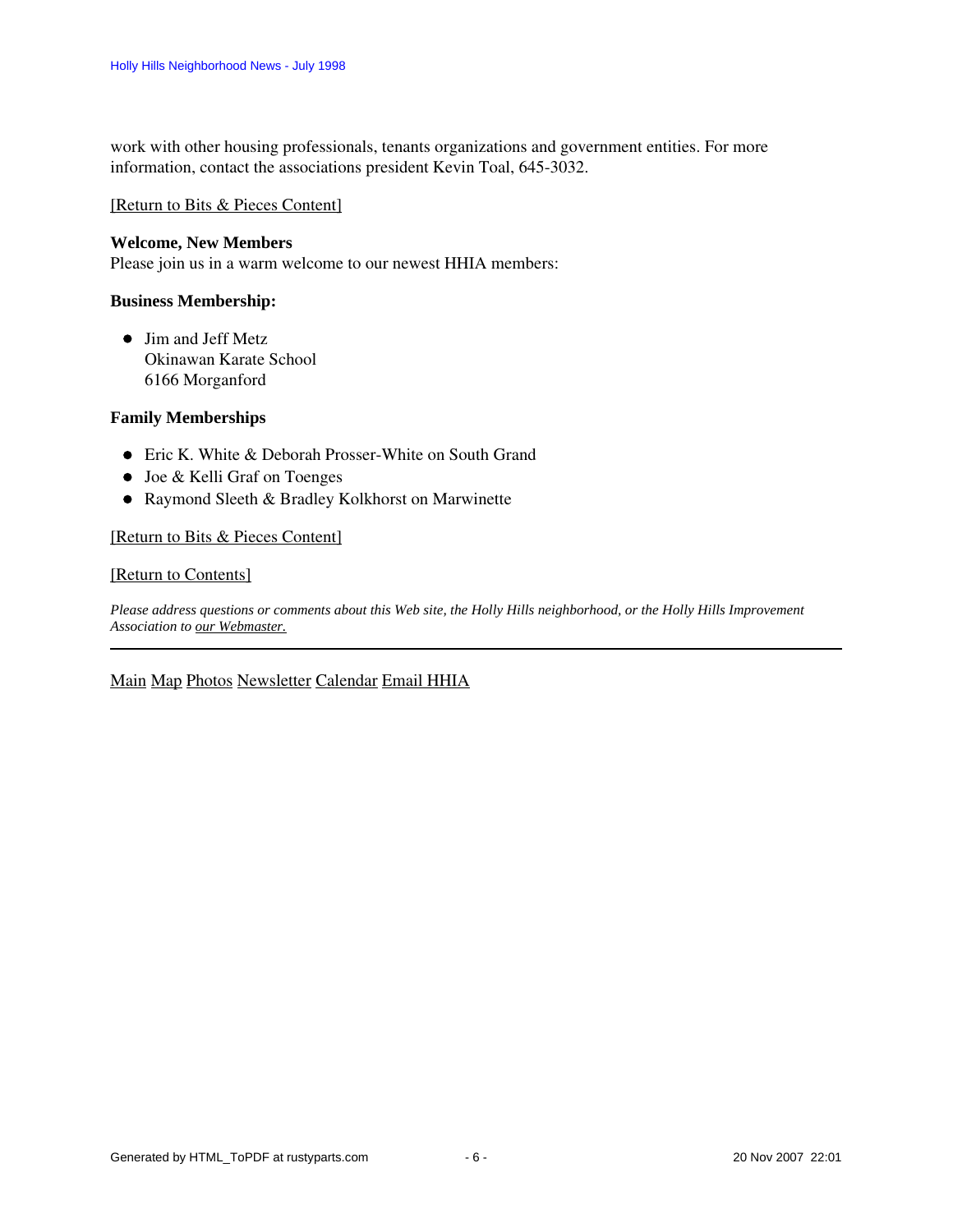work with other housing professionals, tenants organizations and government entities. For more information, contact the associations president Kevin Toal, 645-3032.

[Return to Bits & Pieces Content]

**Welcome, New Members**
Please join us in a warm welcome to our newest HHIA members:

**Business Membership:**

- Jim and Jeff Metz
  Okinawan Karate School
  6166 Morganford

**Family Memberships**

- Eric K. White & Deborah Prosser-White on South Grand
- Joe & Kelli Graf on Toenges
- Raymond Sleeth & Bradley Kolkhorst on Marwinette

[Return to Bits & Pieces Content]

[Return to Contents]

*Please address questions or comments about this Web site, the Holly Hills neighborhood, or the Holly Hills Improvement Association to our Webmaster.*

---

Main Map Photos Newsletter Calendar Email HHIA